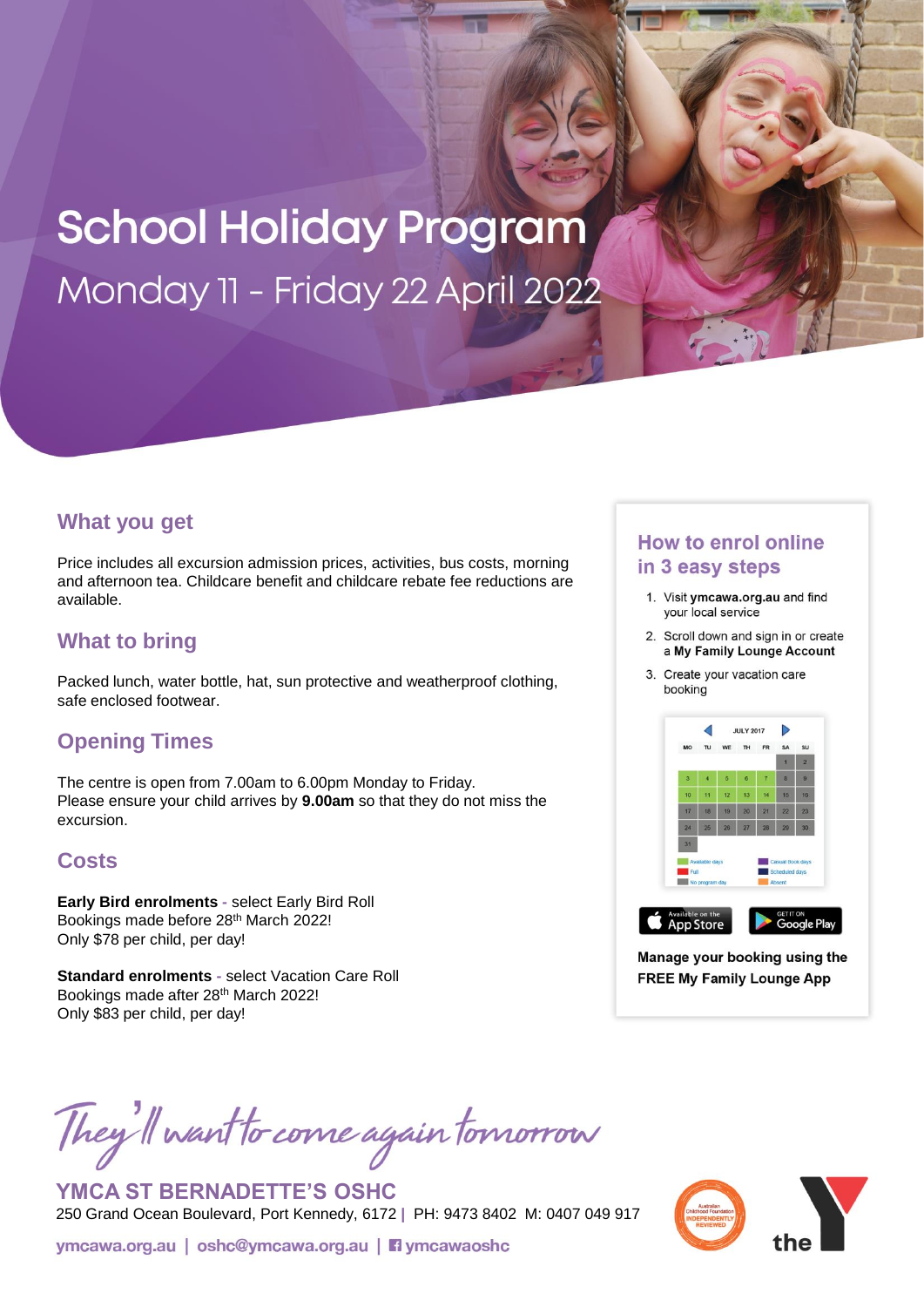# School Holiday Program

## Monday 11 - Friday 22 April 2022

## What you get

Price includes all excursion admission prices, activities, bus costs, morning and afternoon tea. Childcare benefit and childcare rebate fee reductions are available.

## What to bring

Packed lunch, water bottle, hat, sun protective and weatherproof clothing, safe enclosed footwear.

## Opening Times

The centre is open from 7.00am to 6.00pm Monday to Friday.
Please ensure your child arrives by **9.00am** so that they do not miss the excursion.

## Costs

**Early Bird enrolments** - select Early Bird Roll
Bookings made before 28th March 2022!
Only $78 per child, per day!

**Standard enrolments** - select Vacation Care Roll
Bookings made after 28th March 2022!
Only $83 per child, per day!

## How to enrol online in 3 easy steps

1. Visit **ymcawa.org.au** and find your local service
2. Scroll down and sign in or create a **My Family Lounge Account**
3. Create your vacation care booking

**Manage your booking using the FREE My Family Lounge App**

*They'll want to come again tomorrow*

**YMCA ST BERNADETTE'S OSHC**
250 Grand Ocean Boulevard, Port Kennedy, 6172 | PH: 9473 8402 M: 0407 049 917

ymcawa.org.au | oshc@ymcawa.org.au | ymcawaoshc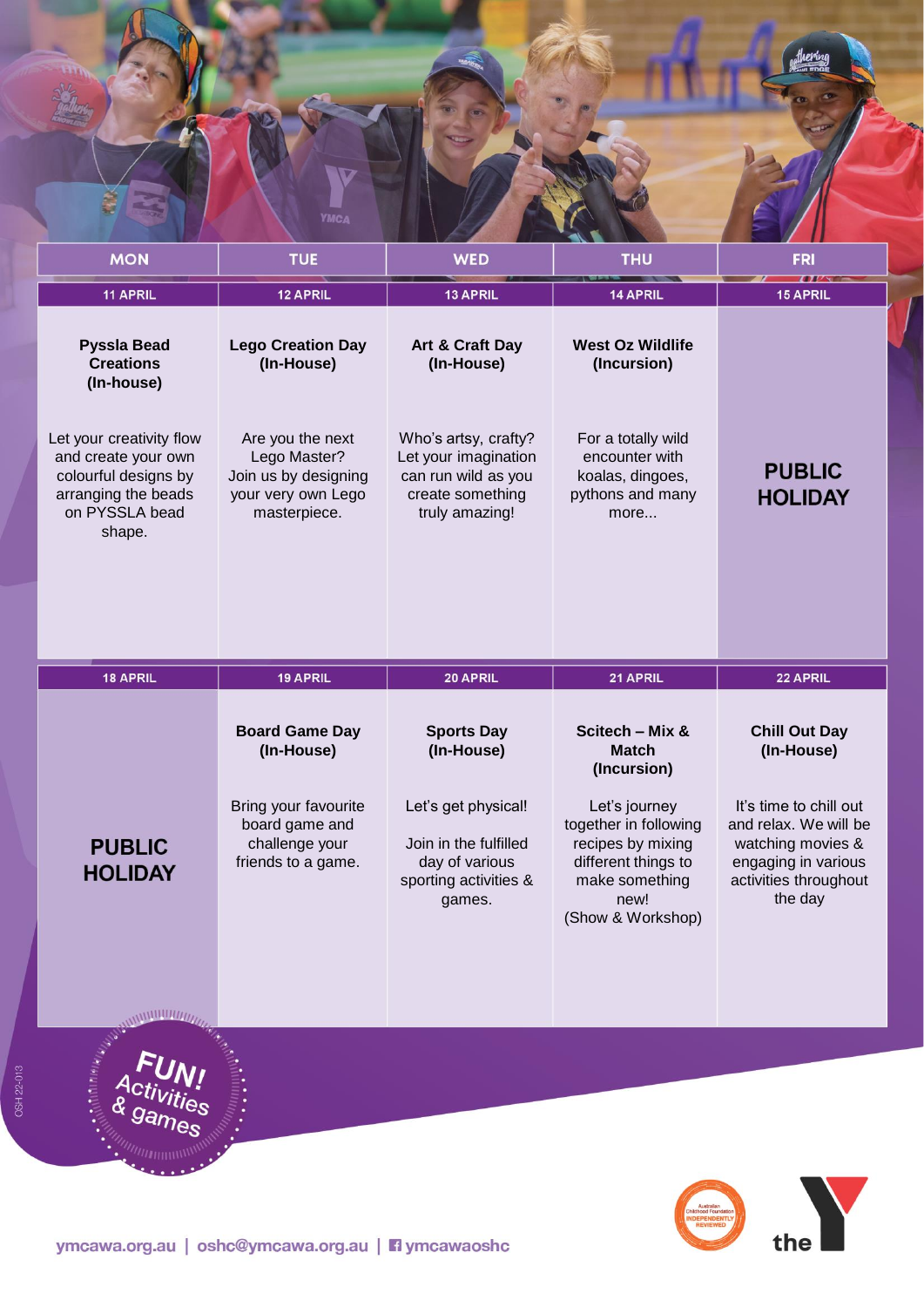| MON | TUE | WED | THU | FRI |
|---|---|---|---|---|
| 11 APRIL | 12 APRIL | 13 APRIL | 14 APRIL | 15 APRIL |
| **Pyssla Bead Creations (In-house)**<br><br>Let your creativity flow and create your own colourful designs by arranging the beads on PYSSLA bead shape. | **Lego Creation Day (In-House)**<br><br>Are you the next Lego Master? Join us by designing your very own Lego masterpiece. | **Art & Craft Day (In-House)**<br><br>Who's artsy, crafty? Let your imagination can run wild as you create something truly amazing! | **West Oz Wildlife (Incursion)**<br><br>For a totally wild encounter with koalas, dingoes, pythons and many more... | **PUBLIC HOLIDAY** |
| 18 APRIL | 19 APRIL | 20 APRIL | 21 APRIL | 22 APRIL |
| **PUBLIC HOLIDAY** | **Board Game Day (In-House)**<br><br>Bring your favourite board game and challenge your friends to a game. | **Sports Day (In-House)**<br><br>Let's get physical!<br><br>Join in the fulfilled day of various sporting activities & games. | **Scitech – Mix & Match (Incursion)**<br><br>Let's journey together in following recipes by mixing different things to make something new!<br>(Show & Workshop) | **Chill Out Day (In-House)**<br><br>It's time to chill out and relax. We will be watching movies & engaging in various activities throughout the day |

FUN! Activities & games

OSH 22-013

ymcawa.org.au | oshc@ymcawa.org.au | ymcawaoshc